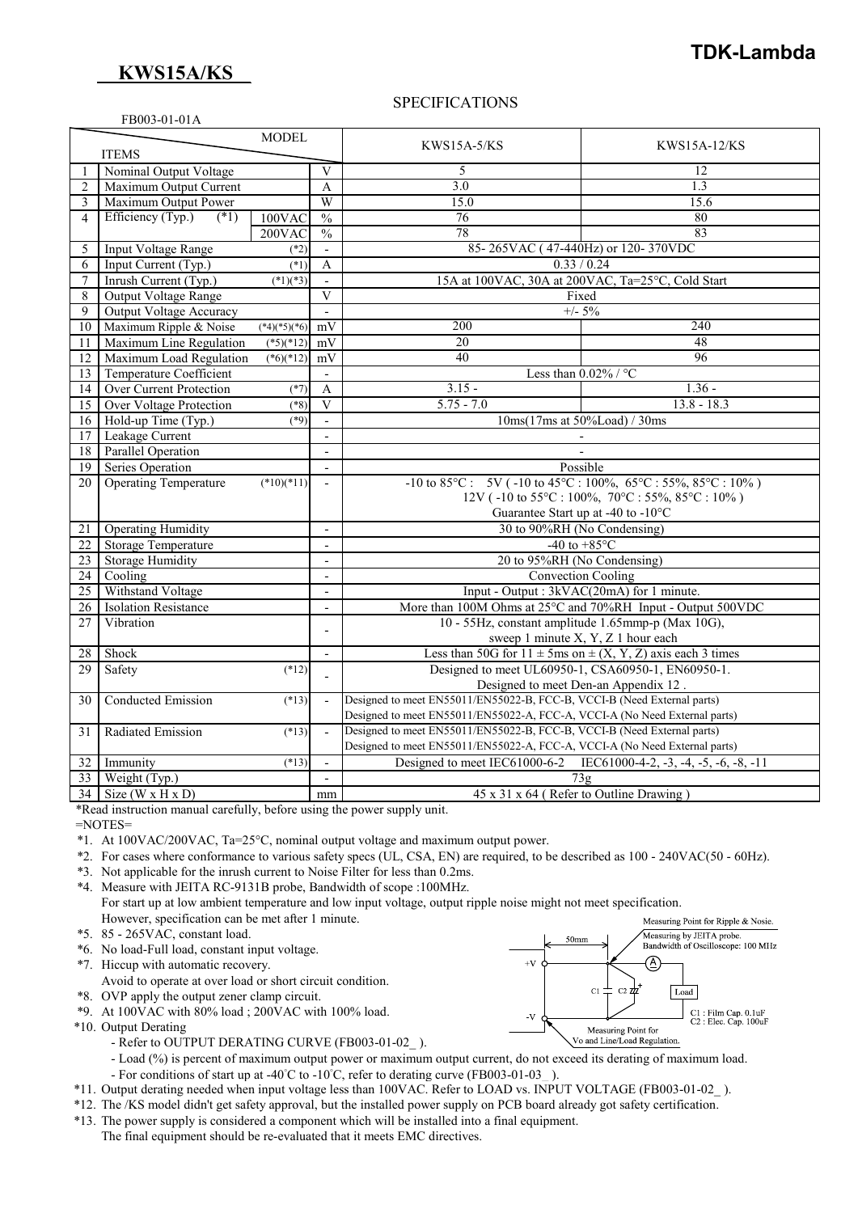# TDK-Lambda

## KWS15A/KS

SPECIFICATIONS

FB003-01-01A

| | ITEMS / MODEL | | | KWS15A-5/KS | KWS15A-12/KS |
|---|---|---|---|---|---|
| 1 | Nominal Output Voltage | | V | 5 | 12 |
| 2 | Maximum Output Current | | A | 3.0 | 1.3 |
| 3 | Maximum Output Power | | W | 15.0 | 15.6 |
| 4 | Efficiency (Typ.) (*1) | 100VAC | % | 76 | 80 |
| | | 200VAC | % | 78 | 83 |
| 5 | Input Voltage Range | (*2) | - | 85- 265VAC ( 47-440Hz) or 120- 370VDC | |
| 6 | Input Current (Typ.) | (*1) | A | 0.33 / 0.24 | |
| 7 | Inrush Current (Typ.) | (*1)(*3) | - | 15A at 100VAC, 30A at 200VAC, Ta=25°C, Cold Start | |
| 8 | Output Voltage Range | | V | Fixed | |
| 9 | Output Voltage Accuracy | | - | +/- 5% | |
| 10 | Maximum Ripple & Noise | (*4)(*5)(*6) | mV | 200 | 240 |
| 11 | Maximum Line Regulation | (*5)(*12) | mV | 20 | 48 |
| 12 | Maximum Load Regulation | (*6)(*12) | mV | 40 | 96 |
| 13 | Temperature Coefficient | | - | Less than 0.02% / °C | |
| 14 | Over Current Protection | (*7) | A | 3.15 - | 1.36 - |
| 15 | Over Voltage Protection | (*8) | V | 5.75 - 7.0 | 13.8 - 18.3 |
| 16 | Hold-up Time (Typ.) | (*9) | - | 10ms(17ms at 50%Load) / 30ms | |
| 17 | Leakage Current | | - | - | |
| 18 | Parallel Operation | | - | - | |
| 19 | Series Operation | | - | Possible | |
| 20 | Operating Temperature | (*10)(*11) | - | -10 to 85°C : 5V ( -10 to 45°C : 100%, 65°C : 55%, 85°C : 10% )<br>12V ( -10 to 55°C : 100%, 70°C : 55%, 85°C : 10% )<br>Guarantee Start up at -40 to -10°C | |
| 21 | Operating Humidity | | - | 30 to 90%RH (No Condensing) | |
| 22 | Storage Temperature | | - | -40 to +85°C | |
| 23 | Storage Humidity | | - | 20 to 95%RH (No Condensing) | |
| 24 | Cooling | | - | Convection Cooling | |
| 25 | Withstand Voltage | | - | Input - Output : 3kVAC(20mA) for 1 minute. | |
| 26 | Isolation Resistance | | - | More than 100M Ohms at 25°C and 70%RH Input - Output 500VDC | |
| 27 | Vibration | | - | 10 - 55Hz, constant amplitude 1.65mmp-p (Max 10G),<br>sweep 1 minute X, Y, Z 1 hour each | |
| 28 | Shock | | - | Less than 50G for 11 ± 5ms on ± (X, Y, Z) axis each 3 times | |
| 29 | Safety | (*12) | - | Designed to meet UL60950-1, CSA60950-1, EN60950-1.<br>Designed to meet Den-an Appendix 12 . | |
| 30 | Conducted Emission | (*13) | - | Designed to meet EN55011/EN55022-B, FCC-B, VCCI-B (Need External parts)<br>Designed to meet EN55011/EN55022-A, FCC-A, VCCI-A (No Need External parts) | |
| 31 | Radiated Emission | (*13) | - | Designed to meet EN55011/EN55022-B, FCC-B, VCCI-B (Need External parts)<br>Designed to meet EN55011/EN55022-A, FCC-A, VCCI-A (No Need External parts) | |
| 32 | Immunity | (*13) | - | Designed to meet IEC61000-6-2 IEC61000-4-2, -3, -4, -5, -6, -8, -11 | |
| 33 | Weight (Typ.) | | - | 73g | |
| 34 | Size (W x H x D) | | mm | 45 x 31 x 64 ( Refer to Outline Drawing ) | |

*Read instruction manual carefully, before using the power supply unit.

=NOTES=

*1. At 100VAC/200VAC, Ta=25°C, nominal output voltage and maximum output power.

*2. For cases where conformance to various safety specs (UL, CSA, EN) are required, to be described as 100 - 240VAC(50 - 60Hz).

*3. Not applicable for the inrush current to Noise Filter for less than 0.2ms.

*4. Measure with JEITA RC-9131B probe, Bandwidth of scope :100MHz.
For start up at low ambient temperature and low input voltage, output ripple noise might not meet specification.
However, specification can be met after 1 minute.

*5. 85 - 265VAC, constant load.

*6. No load-Full load, constant input voltage.

*7. Hiccup with automatic recovery.
Avoid to operate at over load or short circuit condition.

*8. OVP apply the output zener clamp circuit.

*9. At 100VAC with 80% load ; 200VAC with 100% load.

*10. Output Derating
- Refer to OUTPUT DERATING CURVE (FB003-01-02_ ).
- Load (%) is percent of maximum output power or maximum output current, do not exceed its derating of maximum load.
- For conditions of start up at -40°C to -10°C, refer to derating curve (FB003-01-03_ ).

*11. Output derating needed when input voltage less than 100VAC. Refer to LOAD vs. INPUT VOLTAGE (FB003-01-02_ ).

*12. The /KS model didn't get safety approval, but the installed power supply on PCB board already got safety certification.

*13. The power supply is considered a component which will be installed into a final equipment.
The final equipment should be re-evaluated that it meets EMC directives.

Measuring Point for Ripple & Nosie.
Measuring by JEITA probe.
Bandwidth of Oscilloscope: 100 MHz

50mm, +V, -V, C1, C2, Load, A

C1 : Film Cap. 0.1uF
C2 : Elec. Cap. 100uF

Measuring Point for Vo and Line/Load Regulation.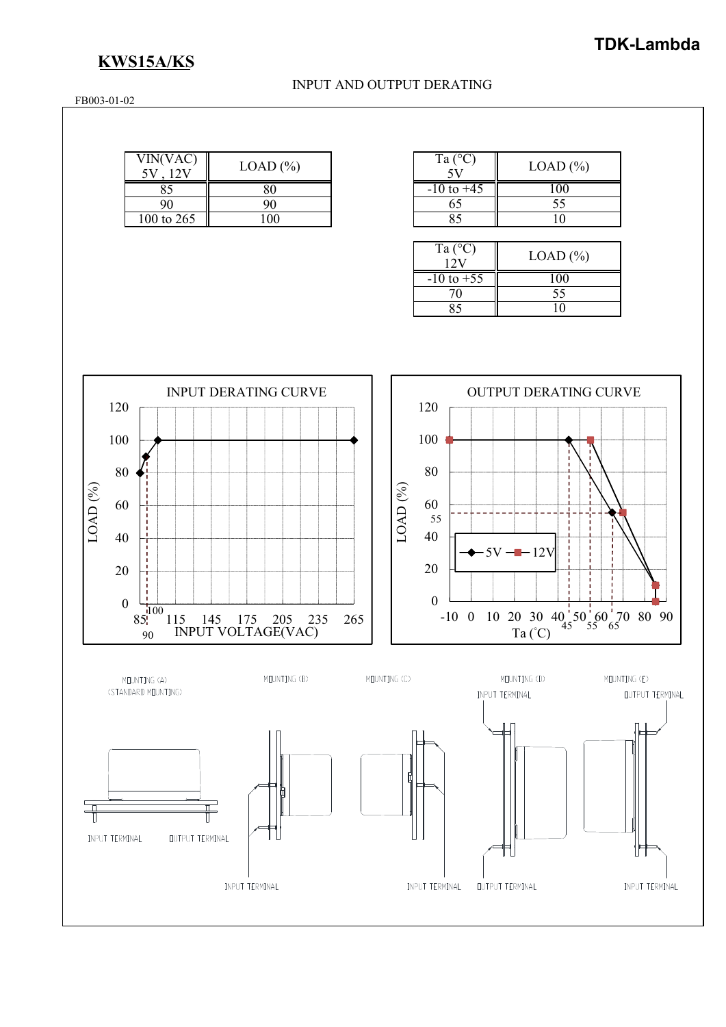## KWS15A/KS

INPUT AND OUTPUT DERATING

FB003-01-02

| VIN(VAC) 5V , 12V | LOAD (%) |
|---|---|
| 85 | 80 |
| 90 | 90 |
| 100 to 265 | 100 |

| Ta (°C) 5V | LOAD (%) |
|---|---|
| -10 to +45 | 100 |
| 65 | 55 |
| 85 | 10 |

| Ta (°C) 12V | LOAD (%) |
|---|---|
| -10 to +55 | 100 |
| 70 | 55 |
| 85 | 10 |

INPUT DERATING CURVE

OUTPUT DERATING CURVE

MOUNTING (A) (STANDARD MOUNTING)

MOUNTING (B)

MOUNTING (C)

MOUNTING (D)

MOUNTING (E)

INPUT TERMINAL

OUTPUT TERMINAL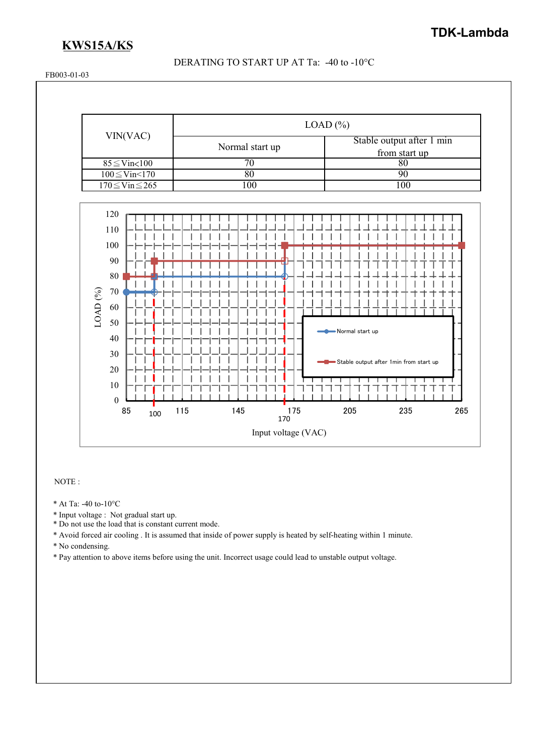TDK-Lambda

# KWS15A/KS

DERATING TO START UP AT Ta:  -40 to -10°C

FB003-01-03

| VIN(VAC) | LOAD (%) | |
|---|---|---|
| | Normal start up | Stable output after 1 min from start up |
| 85≦Vin<100 | 70 | 80 |
| 100≦Vin<170 | 80 | 90 |
| 170≦Vin≦265 | 100 | 100 |

LOAD (%)

120
110
100
90
80
70
60
50
40
30
20
10
0

85
100
115
145
175
170
205
235
265

Input voltage (VAC)

Normal start up

Stable output after 1min from start up

NOTE :

* At Ta: -40 to-10°C
* Input voltage :  Not gradual start up.
* Do not use the load that is constant current mode.
* Avoid forced air cooling . It is assumed that inside of power supply is heated by self-heating within 1 minute.
* No condensing.
* Pay attention to above items before using the unit. Incorrect usage could lead to unstable output voltage.